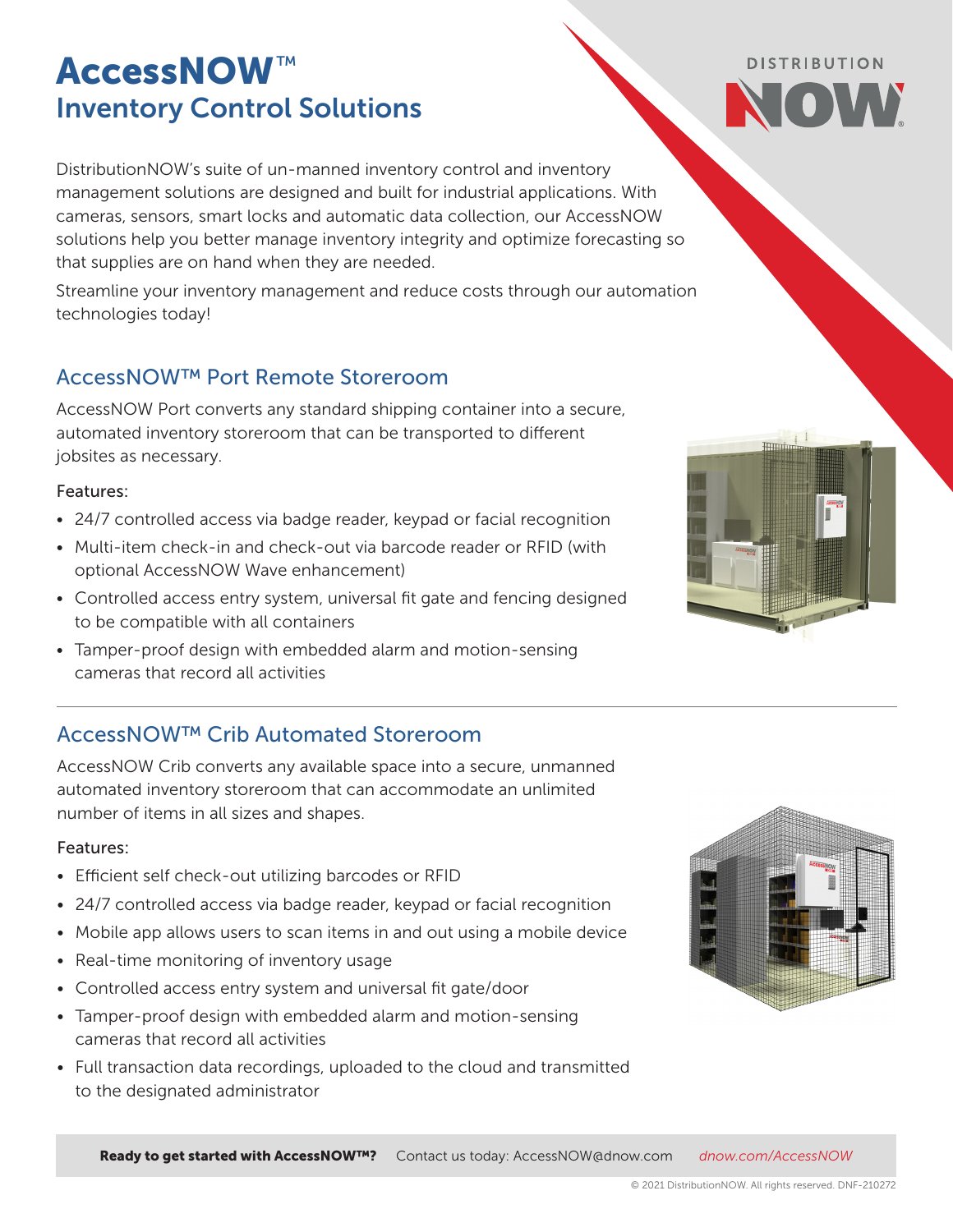# AccessNOW™
## Inventory Control Solutions

DistributionNOW's suite of un-manned inventory control and inventory management solutions are designed and built for industrial applications. With cameras, sensors, smart locks and automatic data collection, our AccessNOW solutions help you better manage inventory integrity and optimize forecasting so that supplies are on hand when they are needed.

Streamline your inventory management and reduce costs through our automation technologies today!

### AccessNOW™ Port Remote Storeroom

AccessNOW Port converts any standard shipping container into a secure, automated inventory storeroom that can be transported to different jobsites as necessary.

Features:

- 24/7 controlled access via badge reader, keypad or facial recognition
- Multi-item check-in and check-out via barcode reader or RFID (with optional AccessNOW Wave enhancement)
- Controlled access entry system, universal fit gate and fencing designed to be compatible with all containers
- Tamper-proof design with embedded alarm and motion-sensing cameras that record all activities

### AccessNOW™ Crib Automated Storeroom

AccessNOW Crib converts any available space into a secure, unmanned automated inventory storeroom that can accommodate an unlimited number of items in all sizes and shapes.

Features:

- Efficient self check-out utilizing barcodes or RFID
- 24/7 controlled access via badge reader, keypad or facial recognition
- Mobile app allows users to scan items in and out using a mobile device
- Real-time monitoring of inventory usage
- Controlled access entry system and universal fit gate/door
- Tamper-proof design with embedded alarm and motion-sensing cameras that record all activities
- Full transaction data recordings, uploaded to the cloud and transmitted to the designated administrator

**Ready to get started with AccessNOW™?** Contact us today: AccessNOW@dnow.com *dnow.com/AccessNOW*

© 2021 DistributionNOW. All rights reserved. DNF-210272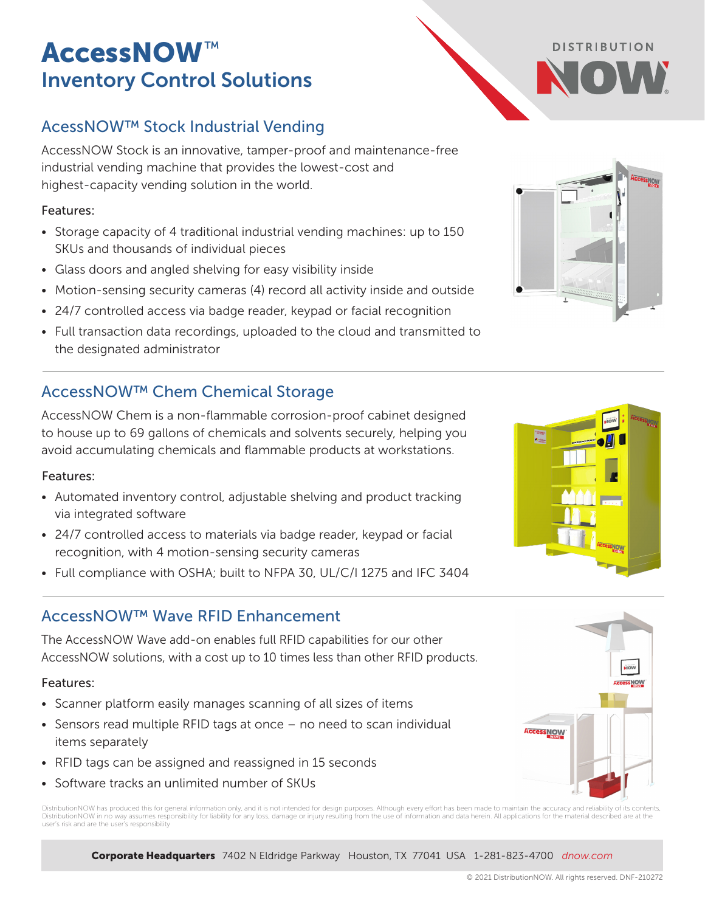# AccessNOW™

## Inventory Control Solutions

DISTRIBUTION NOW

### AccessNOW™ Stock Industrial Vending

AccessNOW Stock is an innovative, tamper-proof and maintenance-free industrial vending machine that provides the lowest-cost and highest-capacity vending solution in the world.

Features:

- Storage capacity of 4 traditional industrial vending machines: up to 150 SKUs and thousands of individual pieces
- Glass doors and angled shelving for easy visibility inside
- Motion-sensing security cameras (4) record all activity inside and outside
- 24/7 controlled access via badge reader, keypad or facial recognition
- Full transaction data recordings, uploaded to the cloud and transmitted to the designated administrator

### AccessNOW™ Chem Chemical Storage

AccessNOW Chem is a non-flammable corrosion-proof cabinet designed to house up to 69 gallons of chemicals and solvents securely, helping you avoid accumulating chemicals and flammable products at workstations.

Features:

- Automated inventory control, adjustable shelving and product tracking via integrated software
- 24/7 controlled access to materials via badge reader, keypad or facial recognition, with 4 motion-sensing security cameras
- Full compliance with OSHA; built to NFPA 30, UL/C/I 1275 and IFC 3404

### AccessNOW™ Wave RFID Enhancement

The AccessNOW Wave add-on enables full RFID capabilities for our other AccessNOW solutions, with a cost up to 10 times less than other RFID products.

Features:

- Scanner platform easily manages scanning of all sizes of items
- Sensors read multiple RFID tags at once – no need to scan individual items separately
- RFID tags can be assigned and reassigned in 15 seconds
- Software tracks an unlimited number of SKUs

DistributionNOW has produced this for general information only, and it is not intended for design purposes. Although every effort has been made to maintain the accuracy and reliability of its contents, DistributionNOW in no way assumes responsibility for liability for any loss, damage or injury resulting from the use of information and data herein. All applications for the material described are at the user's risk and are the user's responsibility

**Corporate Headquarters** 7402 N Eldridge Parkway Houston, TX 77041 USA 1-281-823-4700 *dnow.com*

© 2021 DistributionNOW. All rights reserved. DNF-210272